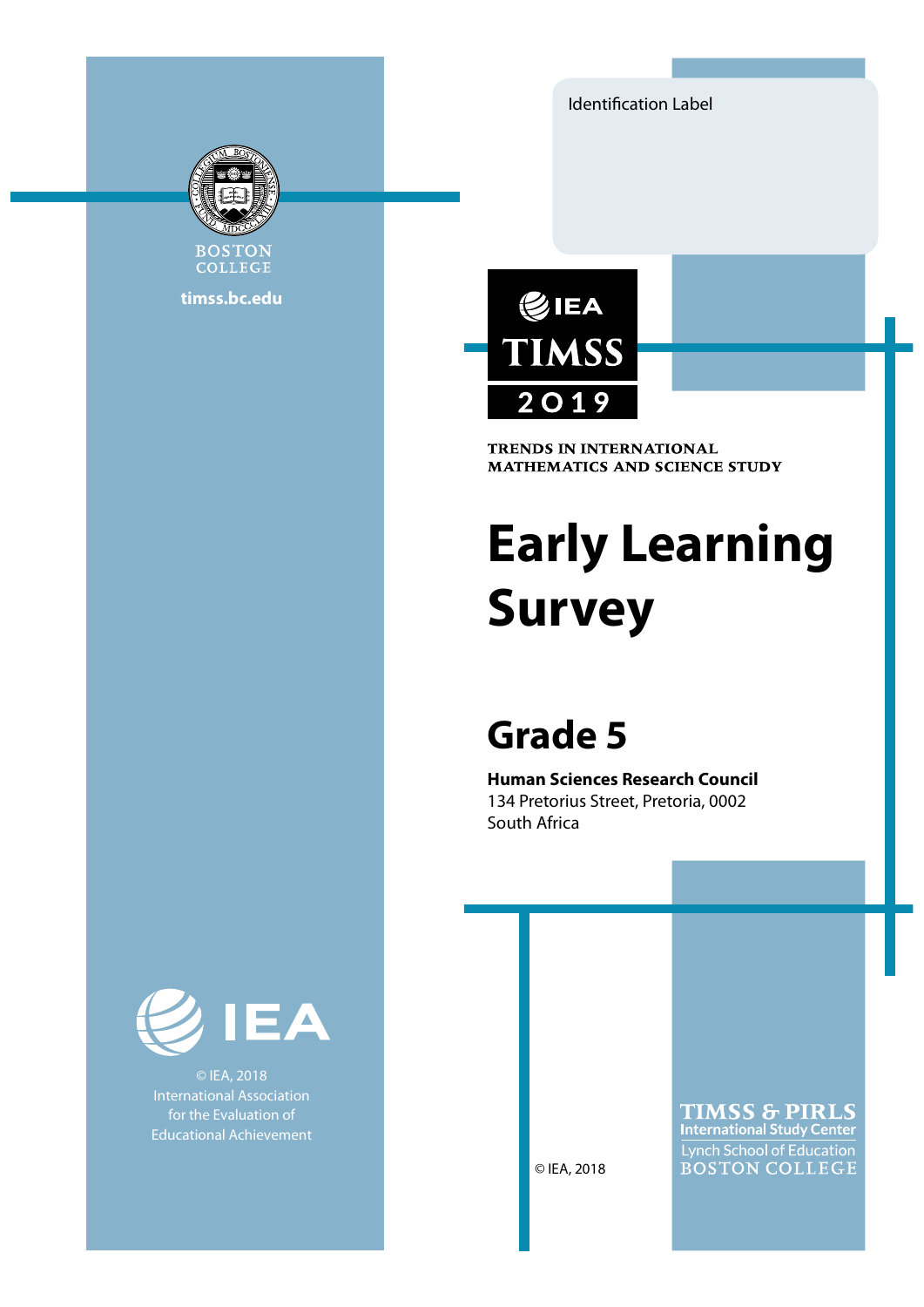BOSTON COLLEGE

timss.bc.edu

Identification Label

IEA

TIMSS

2019

TRENDS IN INTERNATIONAL MATHEMATICS AND SCIENCE STUDY

# Early Learning Survey

## Grade 5

**Human Sciences Research Council**
134 Pretorius Street, Pretoria, 0002
South Africa

IEA

© IEA, 2018
International Association for the Evaluation of Educational Achievement

© IEA, 2018

TIMSS & PIRLS
International Study Center
Lynch School of Education
BOSTON COLLEGE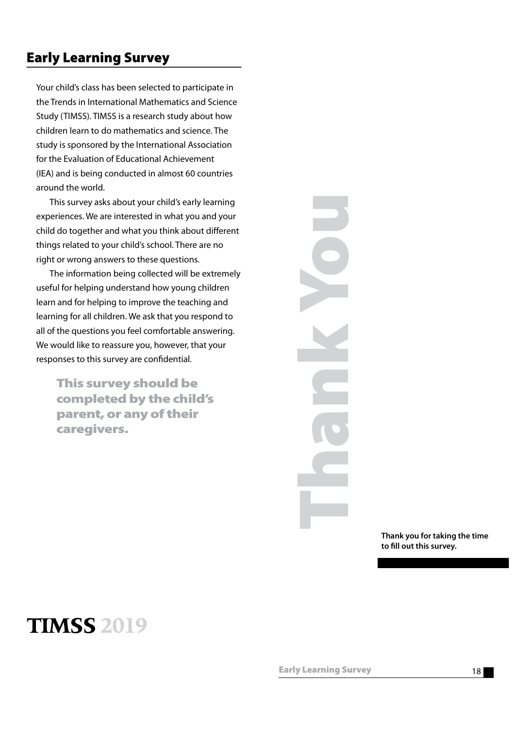## Early Learning Survey

Your child's class has been selected to participate in the Trends in International Mathematics and Science Study (TIMSS). TIMSS is a research study about how children learn to do mathematics and science. The study is sponsored by the International Association for the Evaluation of Educational Achievement (IEA) and is being conducted in almost 60 countries around the world.

This survey asks about your child's early learning experiences. We are interested in what you and your child do together and what you think about different things related to your child's school. There are no right or wrong answers to these questions.

The information being collected will be extremely useful for helping understand how young children learn and for helping to improve the teaching and learning for all children. We ask that you respond to all of the questions you feel comfortable answering. We would like to reassure you, however, that your responses to this survey are confidential.

**This survey should be completed by the child's parent, or any of their caregivers.**

# Thank You

**Thank you for taking the time to fill out this survey.**

# TIMSS 2019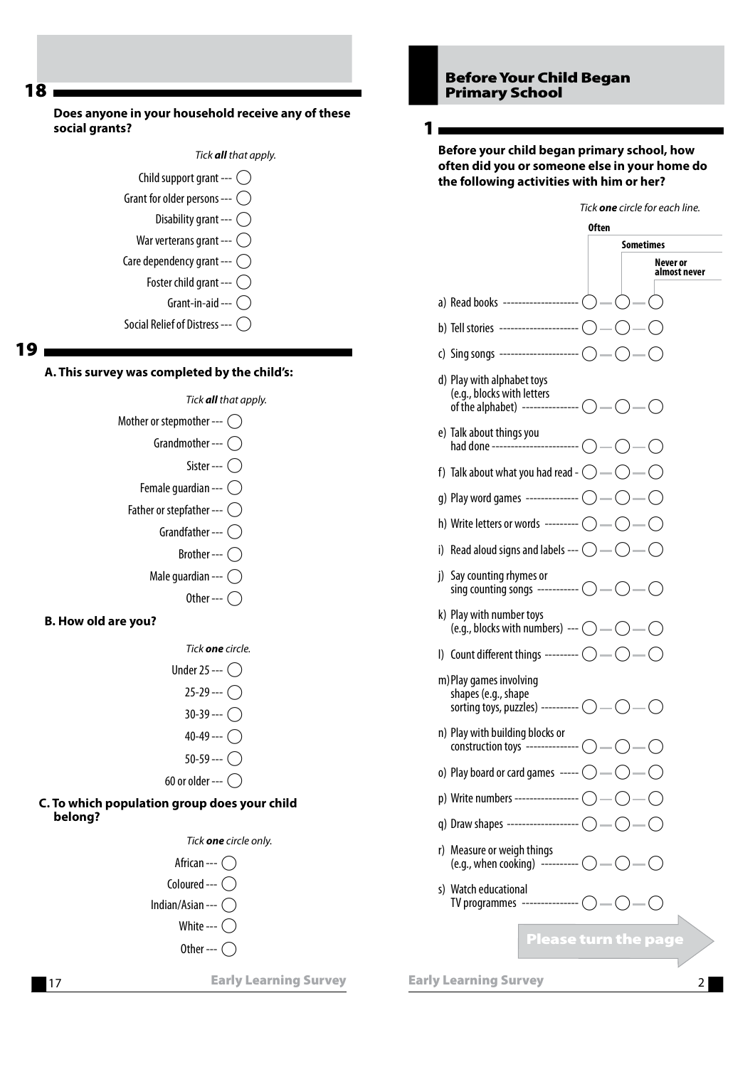## 18

**Does anyone in your household receive any of these social grants?**

*Tick **all** that apply.*

- Child support grant --- ○
- Grant for older persons --- ○
- Disability grant --- ○
- War verterans grant --- ○
- Care dependency grant --- ○
- Foster child grant --- ○
- Grant-in-aid --- ○
- Social Relief of Distress --- ○

## 19

**A. This survey was completed by the child's:**

*Tick **all** that apply.*

- Mother or stepmother --- ○
- Grandmother --- ○
- Sister --- ○
- Female guardian --- ○
- Father or stepfather --- ○
- Grandfather --- ○
- Brother --- ○
- Male guardian --- ○
- Other --- ○

**B. How old are you?**

*Tick **one** circle.*

- Under 25 --- ○
- 25-29 --- ○
- 30-39 --- ○
- 40-49 --- ○
- 50-59 --- ○
- 60 or older --- ○

**C. To which population group does your child belong?**

*Tick **one** circle only.*

- African --- ○
- Coloured --- ○
- Indian/Asian --- ○
- White --- ○
- Other --- ○

# Before Your Child Began Primary School

## 1

**Before your child began primary school, how often did you or someone else in your home do the following activities with him or her?**

*Tick **one** circle for each line.*

| | Often | Sometimes | Never or almost never |
|---|---|---|---|
| a) Read books | ○ | ○ | ○ |
| b) Tell stories | ○ | ○ | ○ |
| c) Sing songs | ○ | ○ | ○ |
| d) Play with alphabet toys (e.g., blocks with letters of the alphabet) | ○ | ○ | ○ |
| e) Talk about things you had done | ○ | ○ | ○ |
| f) Talk about what you had read | ○ | ○ | ○ |
| g) Play word games | ○ | ○ | ○ |
| h) Write letters or words | ○ | ○ | ○ |
| i) Read aloud signs and labels | ○ | ○ | ○ |
| j) Say counting rhymes or sing counting songs | ○ | ○ | ○ |
| k) Play with number toys (e.g., blocks with numbers) | ○ | ○ | ○ |
| l) Count different things | ○ | ○ | ○ |
| m) Play games involving shapes (e.g., shape sorting toys, puzzles) | ○ | ○ | ○ |
| n) Play with building blocks or construction toys | ○ | ○ | ○ |
| o) Play board or card games | ○ | ○ | ○ |
| p) Write numbers | ○ | ○ | ○ |
| q) Draw shapes | ○ | ○ | ○ |
| r) Measure or weigh things (e.g., when cooking) | ○ | ○ | ○ |
| s) Watch educational TV programmes | ○ | ○ | ○ |

Please turn the page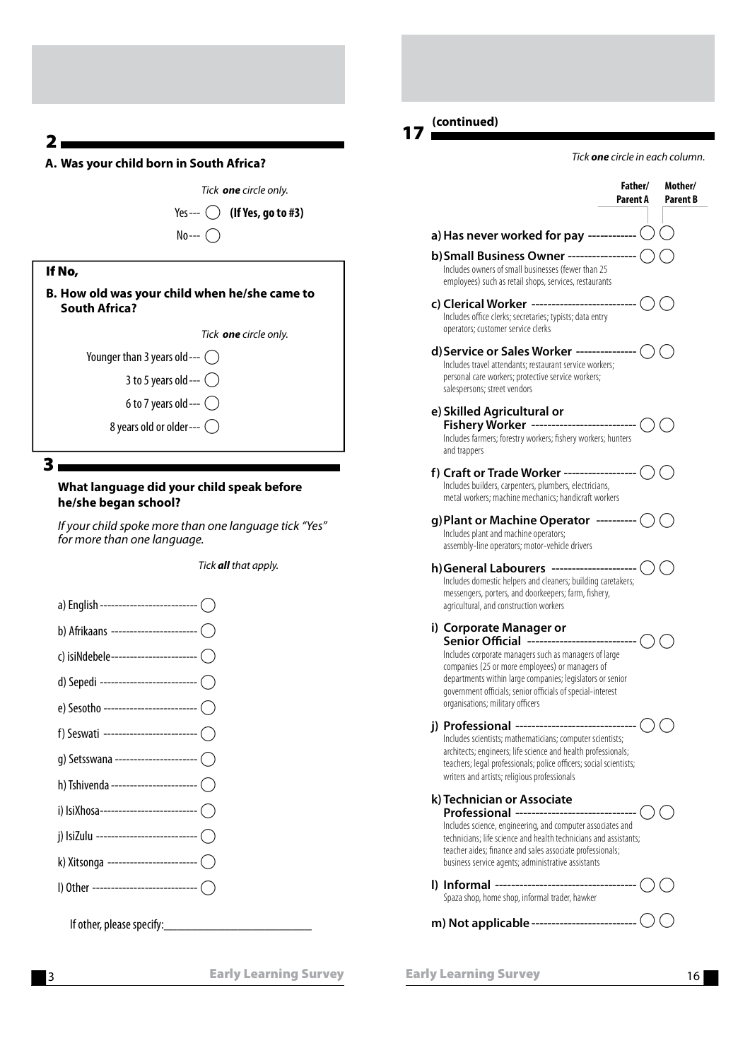## 2

**A. Was your child born in South Africa?**

*Tick **one** circle only.*

Yes --- ◯ **(If Yes, go to #3)**

No --- ◯

**If No,**

**B. How old was your child when he/she came to South Africa?**

*Tick **one** circle only.*

Younger than 3 years old --- ◯

3 to 5 years old --- ◯

6 to 7 years old --- ◯

8 years old or older --- ◯

## 3

**What language did your child speak before he/she began school?**

*If your child spoke more than one language tick "Yes" for more than one language.*

*Tick **all** that apply.*

a) English --- ◯

b) Afrikaans --- ◯

c) isiNdebele --- ◯

d) Sepedi --- ◯

e) Sesotho --- ◯

f) Seswati --- ◯

g) Setsswana --- ◯

h) Tshivenda --- ◯

i) IsiXhosa --- ◯

j) IsiZulu --- ◯

k) Xitsonga --- ◯

l) Other --- ◯

If other, please specify:___________________________

## 17 (continued)

*Tick **one** circle in each column.*

| | Father/ Parent A | Mother/ Parent B |
|---|---|---|
| **a) Has never worked for pay** | ◯ | ◯ |
| **b) Small Business Owner**<br>Includes owners of small businesses (fewer than 25 employees) such as retail shops, services, restaurants | ◯ | ◯ |
| **c) Clerical Worker**<br>Includes office clerks; secretaries; typists; data entry operators; customer service clerks | ◯ | ◯ |
| **d) Service or Sales Worker**<br>Includes travel attendants; restaurant service workers; personal care workers; protective service workers; salespersons; street vendors | ◯ | ◯ |
| **e) Skilled Agricultural or Fishery Worker**<br>Includes farmers; forestry workers; fishery workers; hunters and trappers | ◯ | ◯ |
| **f) Craft or Trade Worker**<br>Includes builders, carpenters, plumbers, electricians, metal workers; machine mechanics; handicraft workers | ◯ | ◯ |
| **g) Plant or Machine Operator**<br>Includes plant and machine operators; assembly-line operators; motor-vehicle drivers | ◯ | ◯ |
| **h) General Labourers**<br>Includes domestic helpers and cleaners; building caretakers; messengers, porters, and doorkeepers; farm, fishery, agricultural, and construction workers | ◯ | ◯ |
| **i) Corporate Manager or Senior Official**<br>Includes corporate managers such as managers of large companies (25 or more employees) or managers of departments within large companies; legislators or senior government officials; senior officials of special-interest organisations; military officers | ◯ | ◯ |
| **j) Professional**<br>Includes scientists; mathematicians; computer scientists; architects; engineers; life science and health professionals; teachers; legal professionals; police officers; social scientists; writers and artists; religious professionals | ◯ | ◯ |
| **k) Technician or Associate Professional**<br>Includes science, engineering, and computer associates and technicians; life science and health technicians and assistants; teacher aides; finance and sales associate professionals; business service agents; administrative assistants | ◯ | ◯ |
| **l) Informal**<br>Spaza shop, home shop, informal trader, hawker | ◯ | ◯ |
| **m) Not applicable** | ◯ | ◯ |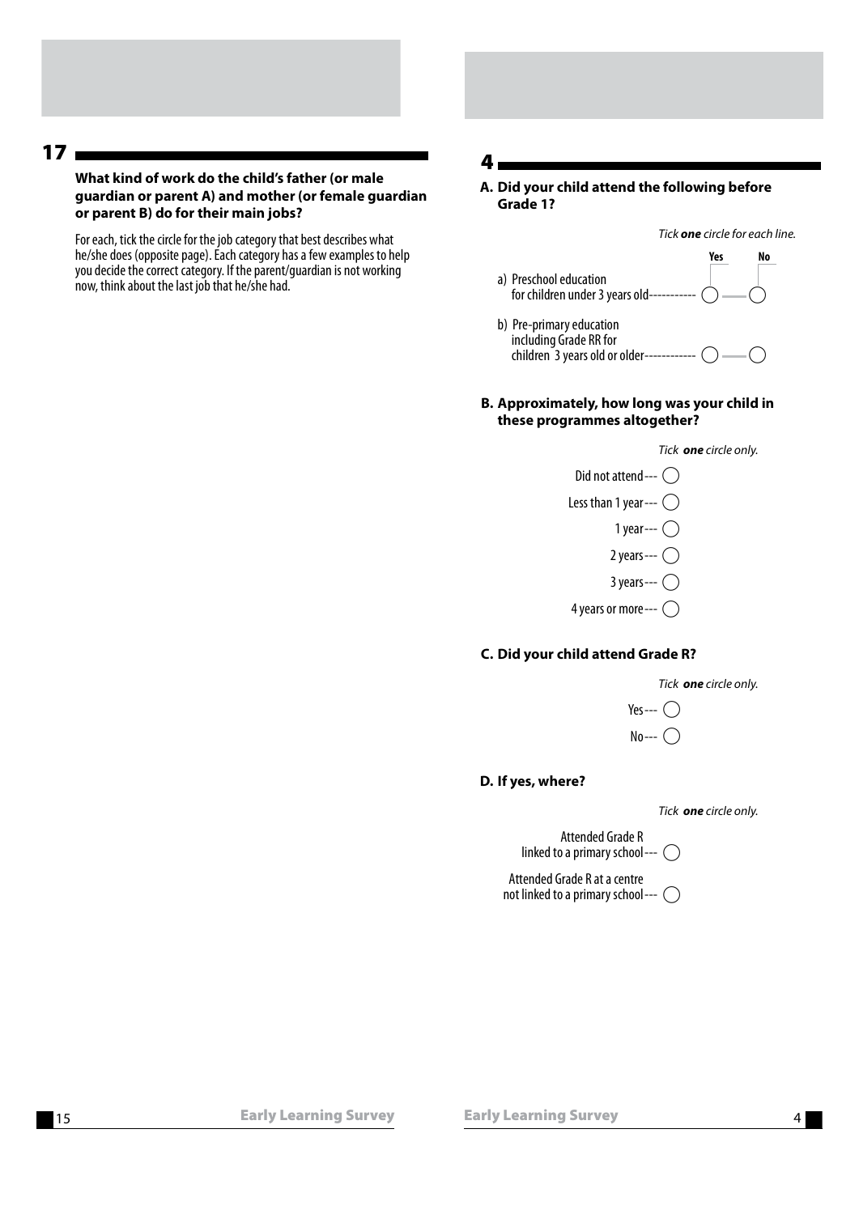## 17

**What kind of work do the child's father (or male guardian or parent A) and mother (or female guardian or parent B) do for their main jobs?**

For each, tick the circle for the job category that best describes what he/she does (opposite page). Each category has a few examples to help you decide the correct category. If the parent/guardian is not working now, think about the last job that he/she had.

## 4

**A. Did your child attend the following before Grade 1?**

*Tick **one** circle for each line.*

| | Yes | No |
|---|---|---|
| a) Preschool education for children under 3 years old | ◯ | ◯ |
| b) Pre-primary education including Grade RR for children 3 years old or older | ◯ | ◯ |

**B. Approximately, how long was your child in these programmes altogether?**

*Tick **one** circle only.*

- Did not attend --- ◯
- Less than 1 year --- ◯
- 1 year --- ◯
- 2 years --- ◯
- 3 years --- ◯
- 4 years or more --- ◯

**C. Did your child attend Grade R?**

*Tick **one** circle only.*

- Yes --- ◯
- No --- ◯

**D. If yes, where?**

*Tick **one** circle only.*

- Attended Grade R linked to a primary school --- ◯
- Attended Grade R at a centre not linked to a primary school --- ◯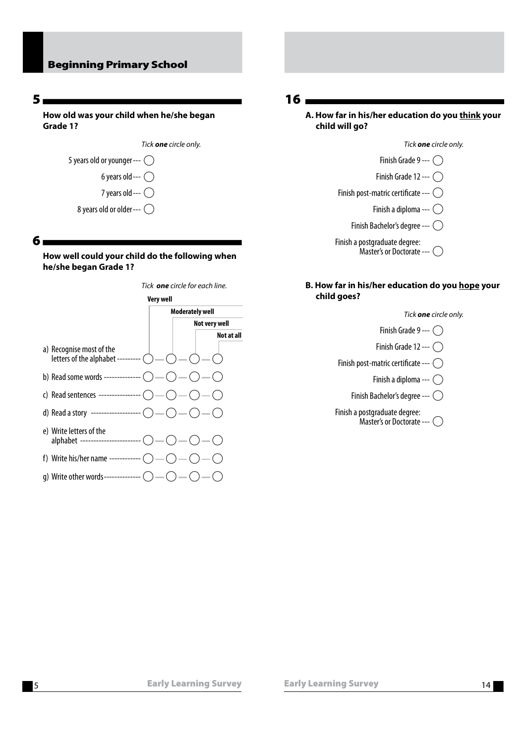## Beginning Primary School

### 5

**How old was your child when he/she began Grade 1?**

*Tick **one** circle only.*

- 5 years old or younger --- ◯
- 6 years old --- ◯
- 7 years old --- ◯
- 8 years old or older --- ◯

### 6

**How well could your child do the following when he/she began Grade 1?**

*Tick **one** circle for each line.*

| | Very well | Moderately well | Not very well | Not at all |
|---|---|---|---|---|
| a) Recognise most of the letters of the alphabet | ◯ | ◯ | ◯ | ◯ |
| b) Read some words | ◯ | ◯ | ◯ | ◯ |
| c) Read sentences | ◯ | ◯ | ◯ | ◯ |
| d) Read a story | ◯ | ◯ | ◯ | ◯ |
| e) Write letters of the alphabet | ◯ | ◯ | ◯ | ◯ |
| f) Write his/her name | ◯ | ◯ | ◯ | ◯ |
| g) Write other words | ◯ | ◯ | ◯ | ◯ |

### 16

**A. How far in his/her education do you <u>think</u> your child will go?**

*Tick **one** circle only.*

- Finish Grade 9 --- ◯
- Finish Grade 12 --- ◯
- Finish post-matric certificate --- ◯
- Finish a diploma --- ◯
- Finish Bachelor's degree --- ◯
- Finish a postgraduate degree: Master's or Doctorate --- ◯

**B. How far in his/her education do you <u>hope</u> your child goes?**

*Tick **one** circle only.*

- Finish Grade 9 --- ◯
- Finish Grade 12 --- ◯
- Finish post-matric certificate --- ◯
- Finish a diploma --- ◯
- Finish Bachelor's degree --- ◯
- Finish a postgraduate degree: Master's or Doctorate --- ◯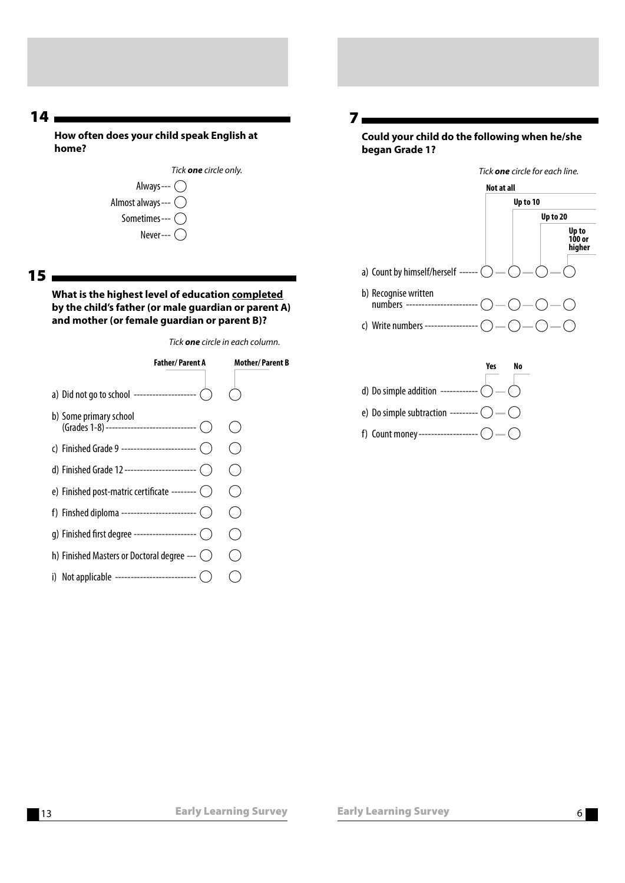## 14

**How often does your child speak English at home?**

*Tick **one** circle only.*

- Always --- ◯
- Almost always --- ◯
- Sometimes --- ◯
- Never --- ◯

## 15

**What is the highest level of education completed by the child's father (or male guardian or parent A) and mother (or female guardian or parent B)?**

*Tick **one** circle in each column.*

| | Father/ Parent A | Mother/ Parent B |
|---|---|---|
| a) Did not go to school | ◯ | ◯ |
| b) Some primary school (Grades 1-8) | ◯ | ◯ |
| c) Finished Grade 9 | ◯ | ◯ |
| d) Finished Grade 12 | ◯ | ◯ |
| e) Finished post-matric certificate | ◯ | ◯ |
| f) Finshed diploma | ◯ | ◯ |
| g) Finished first degree | ◯ | ◯ |
| h) Finished Masters or Doctoral degree | ◯ | ◯ |
| i) Not applicable | ◯ | ◯ |

## 7

**Could your child do the following when he/she began Grade 1?**

*Tick **one** circle for each line.*

| | Not at all | Up to 10 | Up to 20 | Up to 100 or higher |
|---|---|---|---|---|
| a) Count by himself/herself | ◯ | ◯ | ◯ | ◯ |
| b) Recognise written numbers | ◯ | ◯ | ◯ | ◯ |
| c) Write numbers | ◯ | ◯ | ◯ | ◯ |

| | Yes | No |
|---|---|---|
| d) Do simple addition | ◯ | ◯ |
| e) Do simple subtraction | ◯ | ◯ |
| f) Count money | ◯ | ◯ |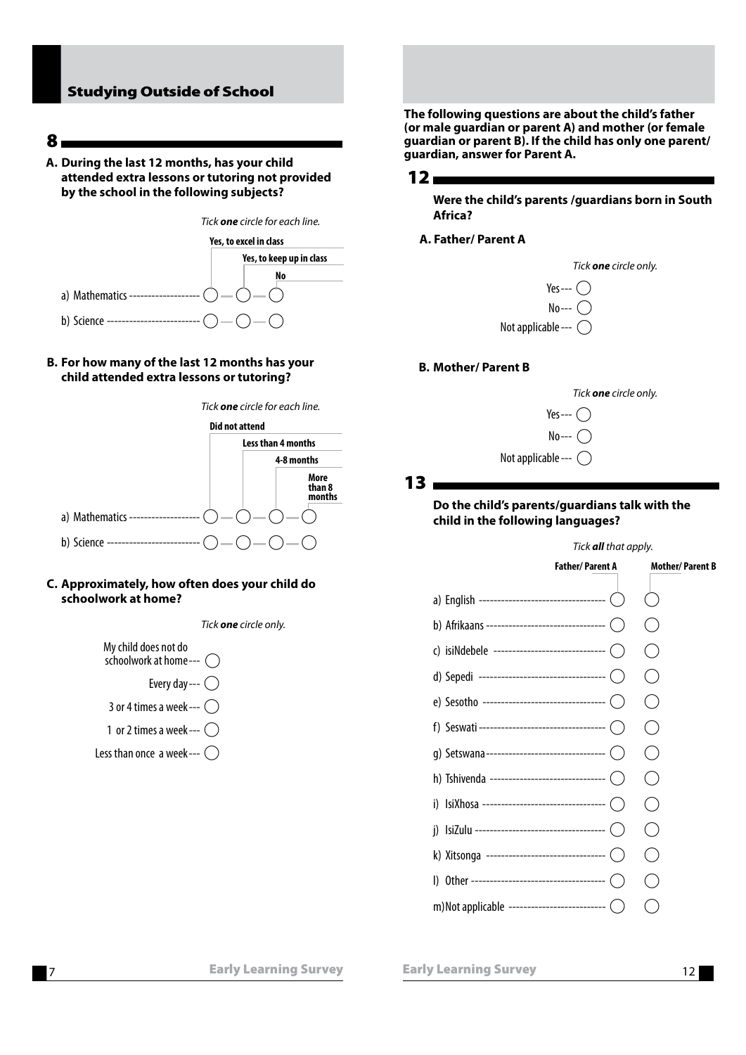## Studying Outside of School

### 8

**A. During the last 12 months, has your child attended extra lessons or tutoring not provided by the school in the following subjects?**

*Tick **one** circle for each line.*

| | Yes, to excel in class | Yes, to keep up in class | No |
|---|---|---|---|
| a) Mathematics | ◯ | ◯ | ◯ |
| b) Science | ◯ | ◯ | ◯ |

**B. For how many of the last 12 months has your child attended extra lessons or tutoring?**

*Tick **one** circle for each line.*

| | Did not attend | Less than 4 months | 4-8 months | More than 8 months |
|---|---|---|---|---|
| a) Mathematics | ◯ | ◯ | ◯ | ◯ |
| b) Science | ◯ | ◯ | ◯ | ◯ |

**C. Approximately, how often does your child do schoolwork at home?**

*Tick **one** circle only.*

- My child does not do schoolwork at home ◯
- Every day ◯
- 3 or 4 times a week ◯
- 1 or 2 times a week ◯
- Less than once a week ◯

**The following questions are about the child's father (or male guardian or parent A) and mother (or female guardian or parent B). If the child has only one parent/guardian, answer for Parent A.**

### 12

**Were the child's parents /guardians born in South Africa?**

**A. Father/ Parent A**

*Tick **one** circle only.*

- Yes ◯
- No ◯
- Not applicable ◯

**B. Mother/ Parent B**

*Tick **one** circle only.*

- Yes ◯
- No ◯
- Not applicable ◯

### 13

**Do the child's parents/guardians talk with the child in the following languages?**

*Tick **all** that apply.*

| | Father/ Parent A | Mother/ Parent B |
|---|---|---|
| a) English | ◯ | ◯ |
| b) Afrikaans | ◯ | ◯ |
| c) isiNdebele | ◯ | ◯ |
| d) Sepedi | ◯ | ◯ |
| e) Sesotho | ◯ | ◯ |
| f) Seswati | ◯ | ◯ |
| g) Setswana | ◯ | ◯ |
| h) Tshivenda | ◯ | ◯ |
| i) IsiXhosa | ◯ | ◯ |
| j) IsiZulu | ◯ | ◯ |
| k) Xitsonga | ◯ | ◯ |
| l) Other | ◯ | ◯ |
| m) Not applicable | ◯ | ◯ |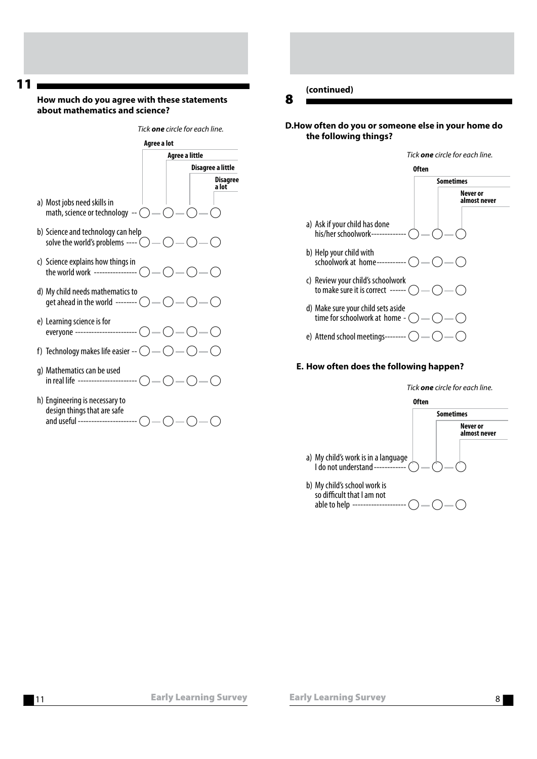## 11

**How much do you agree with these statements about mathematics and science?**

*Tick **one** circle for each line.*

| | Agree a lot | Agree a little | Disagree a little | Disagree a lot |
|---|---|---|---|---|
| a) Most jobs need skills in math, science or technology | ◯ | ◯ | ◯ | ◯ |
| b) Science and technology can help solve the world's problems | ◯ | ◯ | ◯ | ◯ |
| c) Science explains how things in the world work | ◯ | ◯ | ◯ | ◯ |
| d) My child needs mathematics to get ahead in the world | ◯ | ◯ | ◯ | ◯ |
| e) Learning science is for everyone | ◯ | ◯ | ◯ | ◯ |
| f) Technology makes life easier | ◯ | ◯ | ◯ | ◯ |
| g) Mathematics can be used in real life | ◯ | ◯ | ◯ | ◯ |
| h) Engineering is necessary to design things that are safe and useful | ◯ | ◯ | ◯ | ◯ |

## 8 (continued)

**D. How often do you or someone else in your home do the following things?**

*Tick **one** circle for each line.*

| | Often | Sometimes | Never or almost never |
|---|---|---|---|
| a) Ask if your child has done his/her schoolwork | ◯ | ◯ | ◯ |
| b) Help your child with schoolwork at home | ◯ | ◯ | ◯ |
| c) Review your child's schoolwork to make sure it is correct | ◯ | ◯ | ◯ |
| d) Make sure your child sets aside time for schoolwork at home | ◯ | ◯ | ◯ |
| e) Attend school meetings | ◯ | ◯ | ◯ |

**E. How often does the following happen?**

*Tick **one** circle for each line.*

| | Often | Sometimes | Never or almost never |
|---|---|---|---|
| a) My child's work is in a language I do not understand | ◯ | ◯ | ◯ |
| b) My child's school work is so difficult that I am not able to help | ◯ | ◯ | ◯ |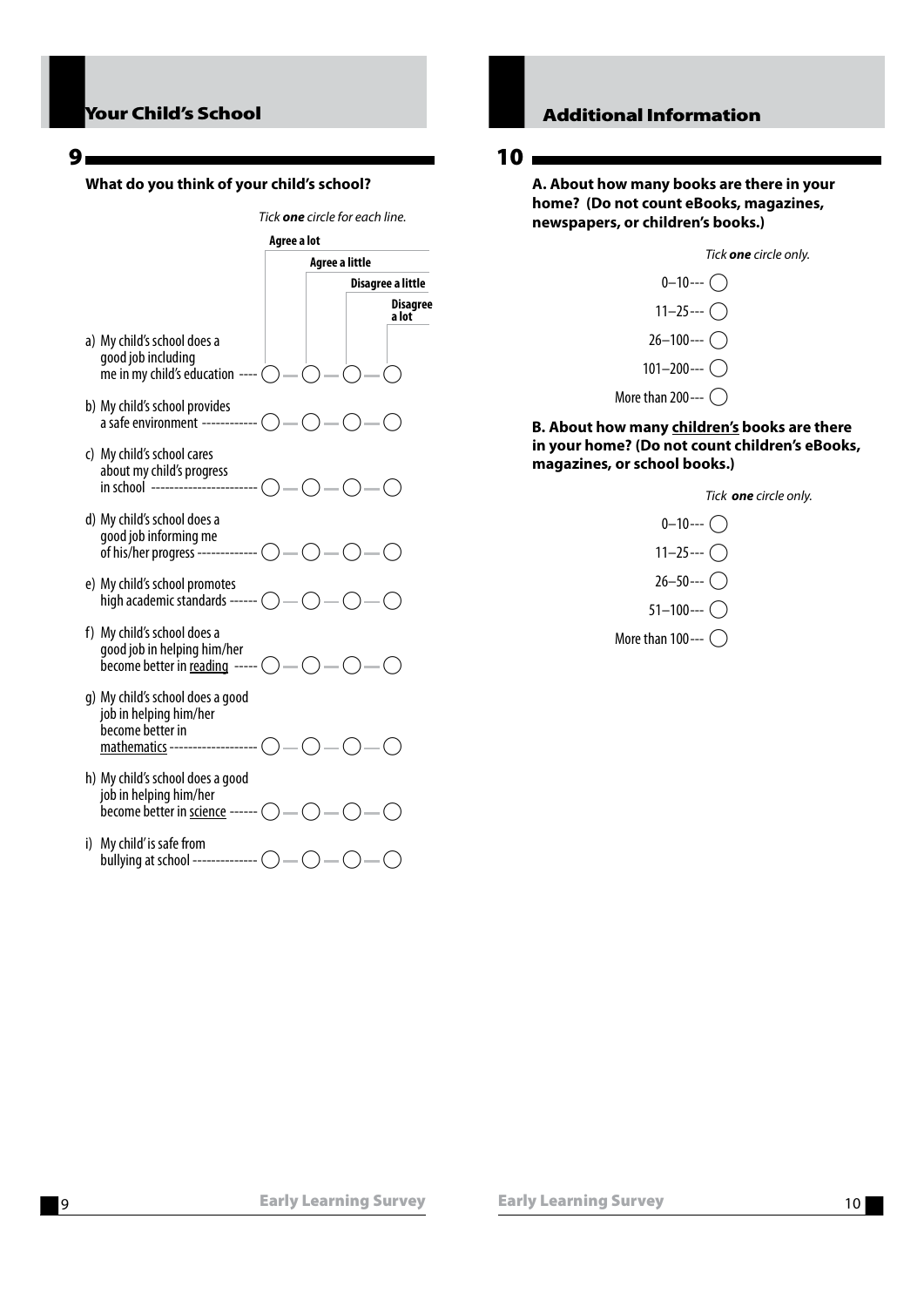## Your Child's School

### 9

**What do you think of your child's school?**

*Tick **one** circle for each line.*

| | Agree a lot | Agree a little | Disagree a little | Disagree a lot |
|---|---|---|---|---|
| a) My child's school does a good job including me in my child's education | ◯ | ◯ | ◯ | ◯ |
| b) My child's school provides a safe environment | ◯ | ◯ | ◯ | ◯ |
| c) My child's school cares about my child's progress in school | ◯ | ◯ | ◯ | ◯ |
| d) My child's school does a good job informing me of his/her progress | ◯ | ◯ | ◯ | ◯ |
| e) My child's school promotes high academic standards | ◯ | ◯ | ◯ | ◯ |
| f) My child's school does a good job in helping him/her become better in reading | ◯ | ◯ | ◯ | ◯ |
| g) My child's school does a good job in helping him/her become better in mathematics | ◯ | ◯ | ◯ | ◯ |
| h) My child's school does a good job in helping him/her become better in science | ◯ | ◯ | ◯ | ◯ |
| i) My child' is safe from bullying at school | ◯ | ◯ | ◯ | ◯ |

## Additional Information

### 10

**A. About how many books are there in your home? (Do not count eBooks, magazines, newspapers, or children's books.)**

*Tick **one** circle only.*

- 0–10 ◯
- 11–25 ◯
- 26–100 ◯
- 101–200 ◯
- More than 200 ◯

**B. About how many children's books are there in your home? (Do not count children's eBooks, magazines, or school books.)**

*Tick **one** circle only.*

- 0–10 ◯
- 11–25 ◯
- 26–50 ◯
- 51–100 ◯
- More than 100 ◯